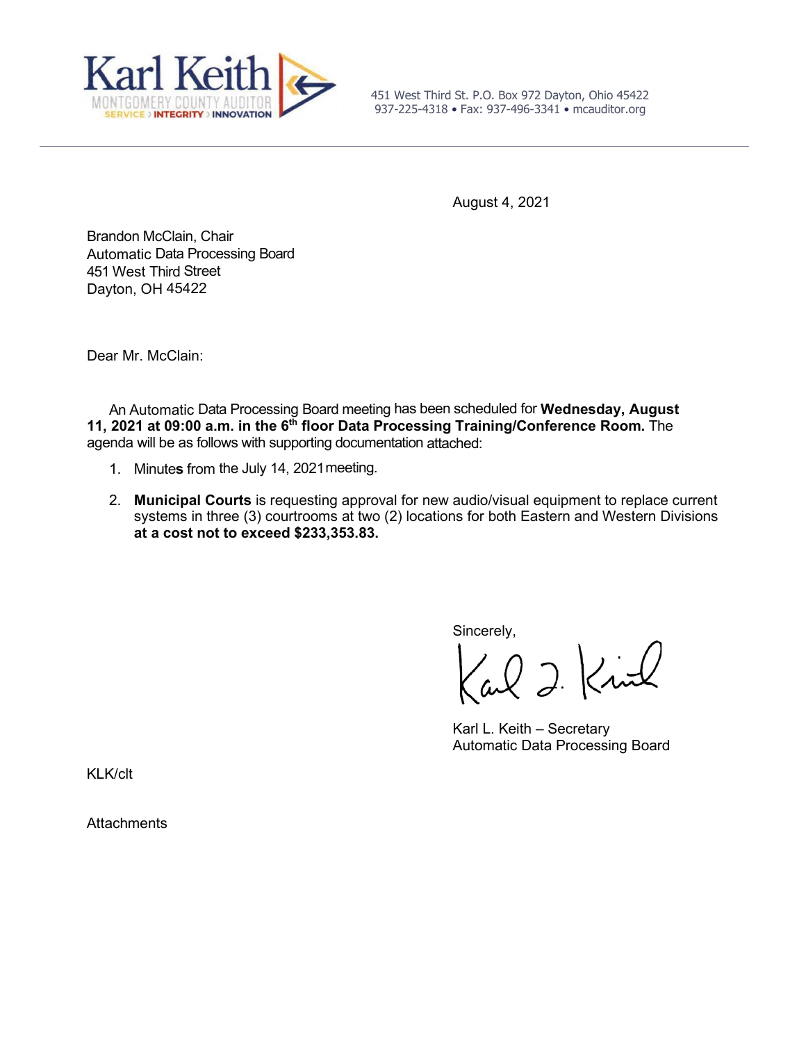**Karl Keith**
MONTGOMERY COUNTY AUDITOR
SERVICE › INTEGRITY › INNOVATION

451 West Third St. P.O. Box 972 Dayton, Ohio 45422
937-225-4318 • Fax: 937-496-3341 • mcauditor.org

---

August 4, 2021

Brandon McClain, Chair
Automatic Data Processing Board
451 West Third Street
Dayton, OH 45422

Dear Mr. McClain:

An Automatic Data Processing Board meeting has been scheduled for **Wednesday, August 11, 2021 at 09:00 a.m. in the 6th floor Data Processing Training/Conference Room.** The agenda will be as follows with supporting documentation attached:

1. Minutes from the July 14, 2021 meeting.

2. **Municipal Courts** is requesting approval for new audio/visual equipment to replace current systems in three (3) courtrooms at two (2) locations for both Eastern and Western Divisions **at a cost not to exceed $233,353.83.**

Sincerely,

Karl L. Keith – Secretary
Automatic Data Processing Board

KLK/clt

Attachments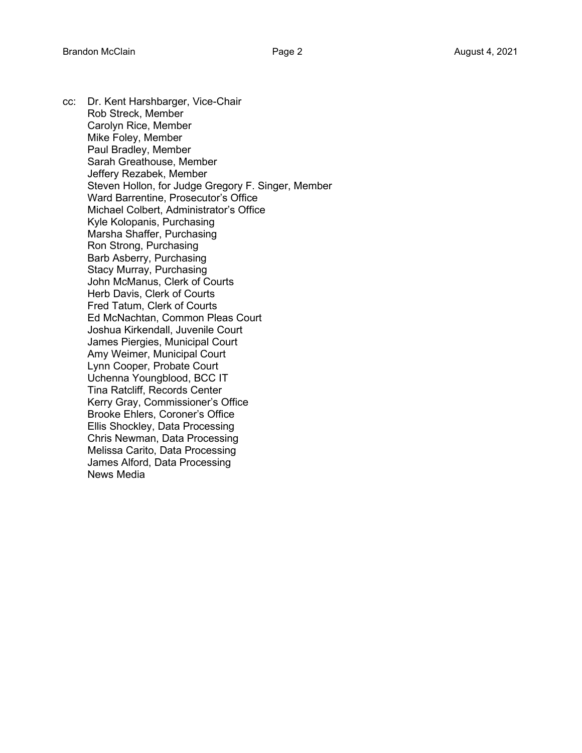cc: Dr. Kent Harshbarger, Vice-Chair
Rob Streck, Member
Carolyn Rice, Member
Mike Foley, Member
Paul Bradley, Member
Sarah Greathouse, Member
Jeffery Rezabek, Member
Steven Hollon, for Judge Gregory F. Singer, Member
Ward Barrentine, Prosecutor's Office
Michael Colbert, Administrator's Office
Kyle Kolopanis, Purchasing
Marsha Shaffer, Purchasing
Ron Strong, Purchasing
Barb Asberry, Purchasing
Stacy Murray, Purchasing
John McManus, Clerk of Courts
Herb Davis, Clerk of Courts
Fred Tatum, Clerk of Courts
Ed McNachtan, Common Pleas Court
Joshua Kirkendall, Juvenile Court
James Piergies, Municipal Court
Amy Weimer, Municipal Court
Lynn Cooper, Probate Court
Uchenna Youngblood, BCC IT
Tina Ratcliff, Records Center
Kerry Gray, Commissioner's Office
Brooke Ehlers, Coroner's Office
Ellis Shockley, Data Processing
Chris Newman, Data Processing
Melissa Carito, Data Processing
James Alford, Data Processing
News Media